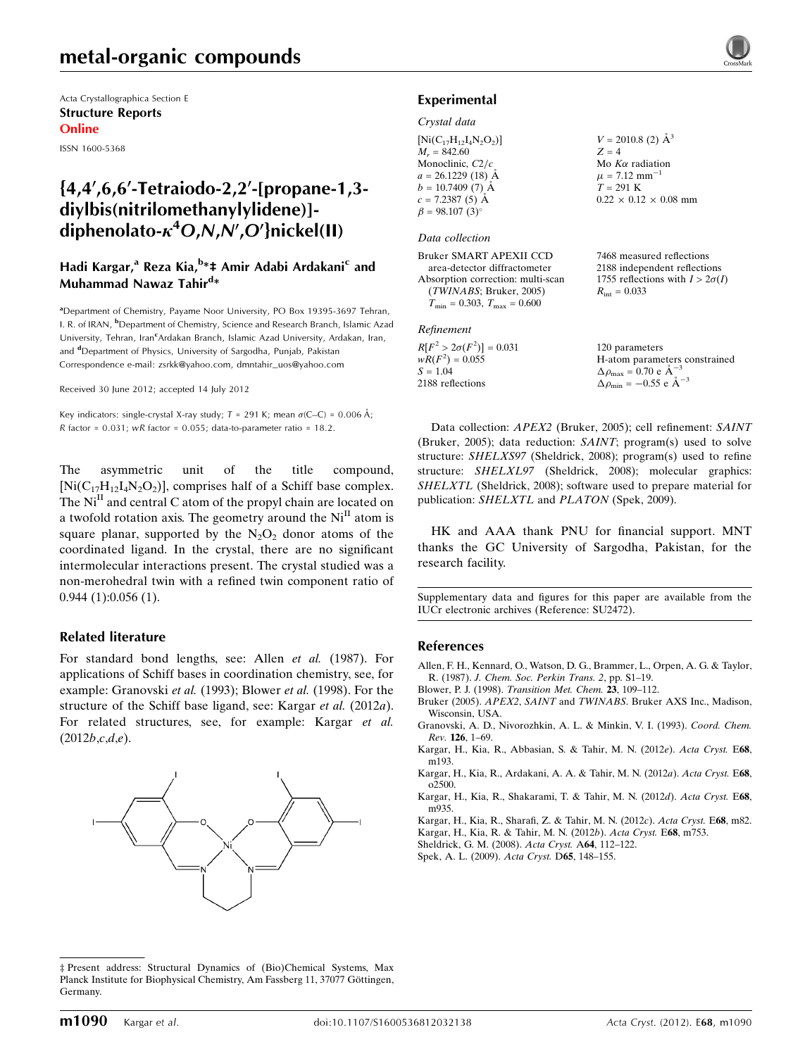# metal-organic compounds

Acta Crystallographica Section E
**Structure Reports Online**
ISSN 1600-5368

## {4,4′,6,6′-Tetraiodo-2,2′-[propane-1,3-diylbis(nitrilomethanylylidene)]-diphenolato-$\kappa^4O,N,N',O'$}nickel(II)

**Hadi Kargar,[a] Reza Kia,[b]*‡ Amir Adabi Ardakani[c] and Muhammad Nawaz Tahir[d]***

[a]Department of Chemistry, Payame Noor University, PO Box 19395-3697 Tehran, I. R. of IRAN, [b]Department of Chemistry, Science and Research Branch, Islamic Azad University, Tehran, Iran[c]Ardakan Branch, Islamic Azad University, Ardakan, Iran, and [d]Department of Physics, University of Sargodha, Punjab, Pakistan
Correspondence e-mail: zsrkk@yahoo.com, dmntahir_uos@yahoo.com

Received 30 June 2012; accepted 14 July 2012

Key indicators: single-crystal X-ray study; $T$ = 291 K; mean $\sigma$(C–C) = 0.006 Å; $R$ factor = 0.031; $wR$ factor = 0.055; data-to-parameter ratio = 18.2.

The asymmetric unit of the title compound, $[Ni(C_{17}H_{12}I_4N_2O_2)]$, comprises half of a Schiff base complex. The $Ni^{II}$ and central C atom of the propyl chain are located on a twofold rotation axis. The geometry around the $Ni^{II}$ atom is square planar, supported by the $N_2O_2$ donor atoms of the coordinated ligand. In the crystal, there are no significant intermolecular interactions present. The crystal studied was a non-merohedral twin with a refined twin component ratio of 0.944 (1):0.056 (1).

### Related literature

For standard bond lengths, see: Allen *et al.* (1987). For applications of Schiff bases in coordination chemistry, see, for example: Granovski *et al.* (1993); Blower *et al.* (1998). For the structure of the Schiff base ligand, see: Kargar *et al.* (2012*a*). For related structures, see, for example: Kargar *et al.* (2012*b*,*c*,*d*,*e*).

### Experimental

#### Crystal data

$[Ni(C_{17}H_{12}I_4N_2O_2)]$
$M_r$ = 842.60
Monoclinic, $C2/c$
$a$ = 26.1229 (18) Å
$b$ = 10.7409 (7) Å
$c$ = 7.2387 (5) Å
$\beta$ = 98.107 (3)°
$V$ = 2010.8 (2) Å$^3$
$Z$ = 4
Mo $K\alpha$ radiation
$\mu$ = 7.12 mm$^{-1}$
$T$ = 291 K
0.22 × 0.12 × 0.08 mm

#### Data collection

Bruker SMART APEXII CCD area-detector diffractometer
Absorption correction: multi-scan (*TWINABS*; Bruker, 2005)
$T_{min}$ = 0.303, $T_{max}$ = 0.600
7468 measured reflections
2188 independent reflections
1755 reflections with $I > 2\sigma(I)$
$R_{int}$ = 0.033

#### Refinement

$R[F^2 > 2\sigma(F^2)]$ = 0.031
$wR(F^2)$ = 0.055
$S$ = 1.04
2188 reflections
120 parameters
H-atom parameters constrained
$\Delta\rho_{max}$ = 0.70 e Å$^{-3}$
$\Delta\rho_{min}$ = −0.55 e Å$^{-3}$

Data collection: *APEX2* (Bruker, 2005); cell refinement: *SAINT* (Bruker, 2005); data reduction: *SAINT*; program(s) used to solve structure: *SHELXS97* (Sheldrick, 2008); program(s) used to refine structure: *SHELXL97* (Sheldrick, 2008); molecular graphics: *SHELXTL* (Sheldrick, 2008); software used to prepare material for publication: *SHELXTL* and *PLATON* (Spek, 2009).

HK and AAA thank PNU for financial support. MNT thanks the GC University of Sargodha, Pakistan, for the research facility.

Supplementary data and figures for this paper are available from the IUCr electronic archives (Reference: SU2472).

### References

Allen, F. H., Kennard, O., Watson, D. G., Brammer, L., Orpen, A. G. & Taylor, R. (1987). *J. Chem. Soc. Perkin Trans. 2*, pp. S1–19.
Blower, P. J. (1998). *Transition Met. Chem.* **23**, 109–112.
Bruker (2005). *APEX2*, *SAINT* and *TWINABS*. Bruker AXS Inc., Madison, Wisconsin, USA.
Granovski, A. D., Nivorozhkin, A. L. & Minkin, V. I. (1993). *Coord. Chem. Rev.* **126**, 1–69.
Kargar, H., Kia, R., Abbasian, S. & Tahir, M. N. (2012*e*). *Acta Cryst.* E**68**, m193.
Kargar, H., Kia, R., Ardakani, A. A. & Tahir, M. N. (2012*a*). *Acta Cryst.* E**68**, o2500.
Kargar, H., Kia, R., Shakarami, T. & Tahir, M. N. (2012*d*). *Acta Cryst.* E**68**, m935.
Kargar, H., Kia, R., Sharafi, Z. & Tahir, M. N. (2012*c*). *Acta Cryst.* E**68**, m82.
Kargar, H., Kia, R. & Tahir, M. N. (2012*b*). *Acta Cryst.* E**68**, m753.
Sheldrick, G. M. (2008). *Acta Cryst.* A**64**, 112–122.
Spek, A. L. (2009). *Acta Cryst.* D**65**, 148–155.

‡ Present address: Structural Dynamics of (Bio)Chemical Systems, Max Planck Institute for Biophysical Chemistry, Am Fassberg 11, 37077 Göttingen, Germany.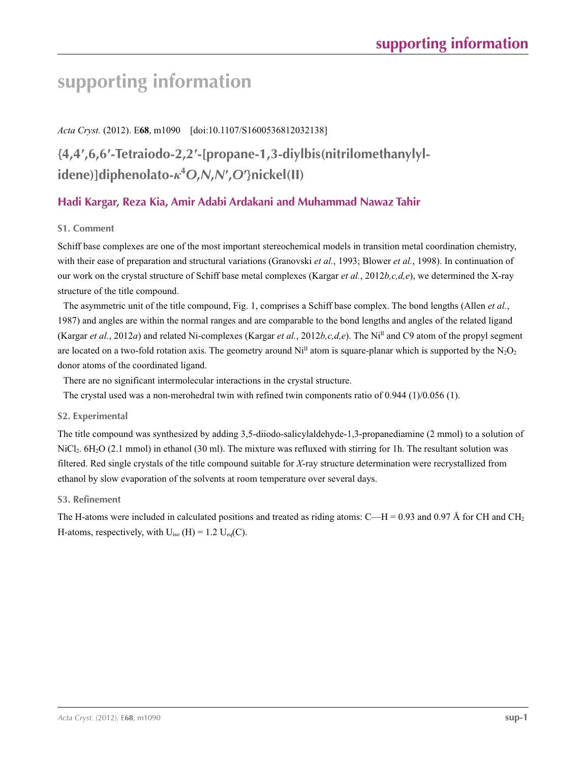# supporting information

*Acta Cryst.* (2012). E**68**, m1090 [doi:10.1107/S1600536812032138]

## {4,4′,6,6′-Tetraiodo-2,2′-[propane-1,3-diylbis(nitrilomethanylylidene)]diphenolato-$\kappa^4$*O,N,N′,O′*}nickel(II)

### Hadi Kargar, Reza Kia, Amir Adabi Ardakani and Muhammad Nawaz Tahir

#### S1. Comment

Schiff base complexes are one of the most important stereochemical models in transition metal coordination chemistry, with their ease of preparation and structural variations (Granovski *et al.*, 1993; Blower *et al.*, 1998). In continuation of our work on the crystal structure of Schiff base metal complexes (Kargar *et al.*, 2012*b,c,d,e*), we determined the X-ray structure of the title compound.

The asymmetric unit of the title compound, Fig. 1, comprises a Schiff base complex. The bond lengths (Allen *et al.*, 1987) and angles are within the normal ranges and are comparable to the bond lengths and angles of the related ligand (Kargar *et al.*, 2012*a*) and related Ni-complexes (Kargar *et al.*, 2012*b,c,d,e*). The $Ni^{II}$ and C9 atom of the propyl segment are located on a two-fold rotation axis. The geometry around $Ni^{II}$ atom is square-planar which is supported by the $N_2O_2$ donor atoms of the coordinated ligand.

There are no significant intermolecular interactions in the crystal structure.

The crystal used was a non-merohedral twin with refined twin components ratio of 0.944 (1)/0.056 (1).

#### S2. Experimental

The title compound was synthesized by adding 3,5-diiodo-salicylaldehyde-1,3-propanediamine (2 mmol) to a solution of $NiCl_2$. $6H_2O$ (2.1 mmol) in ethanol (30 ml). The mixture was refluxed with stirring for 1h. The resultant solution was filtered. Red single crystals of the title compound suitable for *X*-ray structure determination were recrystallized from ethanol by slow evaporation of the solvents at room temperature over several days.

#### S3. Refinement

The H-atoms were included in calculated positions and treated as riding atoms: C—H = 0.93 and 0.97 Å for CH and $CH_2$ H-atoms, respectively, with $U_{iso}$ (H) = 1.2 $U_{eq}$(C).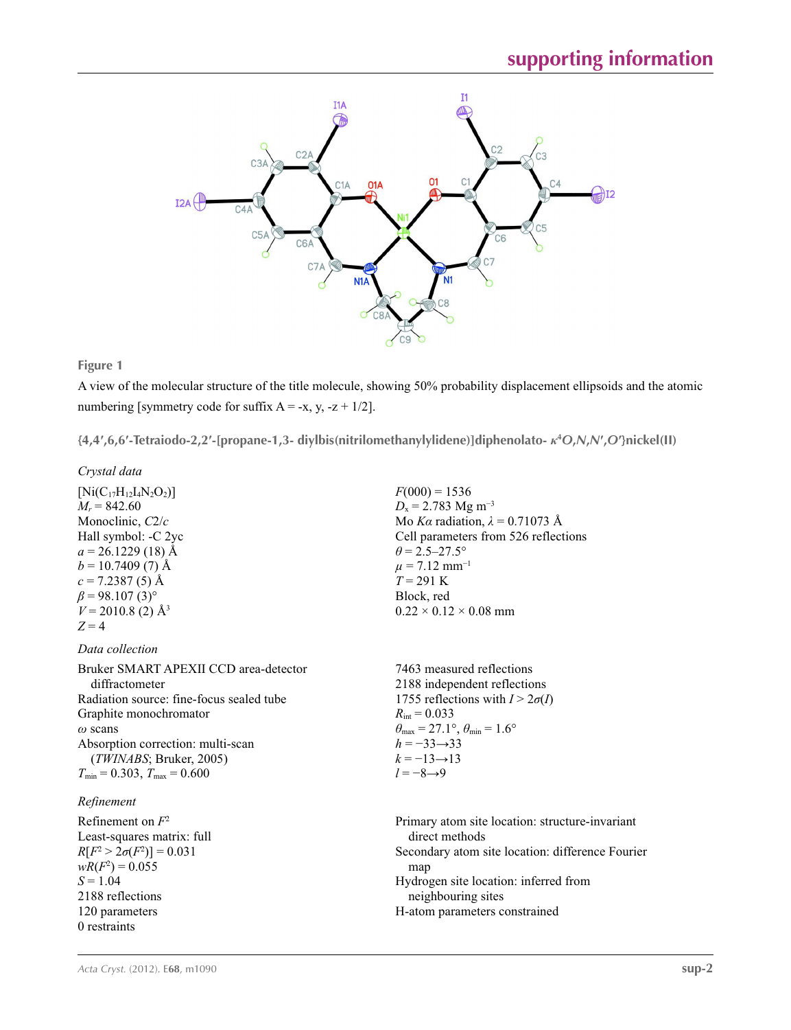**Figure 1**

A view of the molecular structure of the title molecule, showing 50% probability displacement ellipsoids and the atomic numbering [symmetry code for suffix A = -x, y, -z + 1/2].

**{4,4′,6,6′-Tetraiodo-2,2′-[propane-1,3- diylbis(nitrilomethanylylidene)]diphenolato- $\kappa^4O,N,N',O'$}nickel(II)**

*Crystal data*

$[Ni(C_{17}H_{12}I_4N_2O_2)]$
$M_r = 842.60$
Monoclinic, $C2/c$
Hall symbol: -C 2yc
$a = 26.1229$ (18) Å
$b = 10.7409$ (7) Å
$c = 7.2387$ (5) Å
$\beta = 98.107$ (3)°
$V = 2010.8$ (2) Å$^3$
$Z = 4$
$F(000) = 1536$
$D_x = 2.783$ Mg m$^{-3}$
Mo $K\alpha$ radiation, $\lambda = 0.71073$ Å
Cell parameters from 526 reflections
$\theta = 2.5$–$27.5$°
$\mu = 7.12$ mm$^{-1}$
$T = 291$ K
Block, red
0.22 × 0.12 × 0.08 mm

*Data collection*

Bruker SMART APEXII CCD area-detector diffractometer
Radiation source: fine-focus sealed tube
Graphite monochromator
$\omega$ scans
Absorption correction: multi-scan (*TWINABS*; Bruker, 2005)
$T_{min} = 0.303$, $T_{max} = 0.600$
7463 measured reflections
2188 independent reflections
1755 reflections with $I > 2\sigma(I)$
$R_{int} = 0.033$
$\theta_{max} = 27.1$°, $\theta_{min} = 1.6$°
$h = -33 \rightarrow 33$
$k = -13 \rightarrow 13$
$l = -8 \rightarrow 9$

*Refinement*

Refinement on $F^2$
Least-squares matrix: full
$R[F^2 > 2\sigma(F^2)] = 0.031$
$wR(F^2) = 0.055$
$S = 1.04$
2188 reflections
120 parameters
0 restraints
Primary atom site location: structure-invariant direct methods
Secondary atom site location: difference Fourier map
Hydrogen site location: inferred from neighbouring sites
H-atom parameters constrained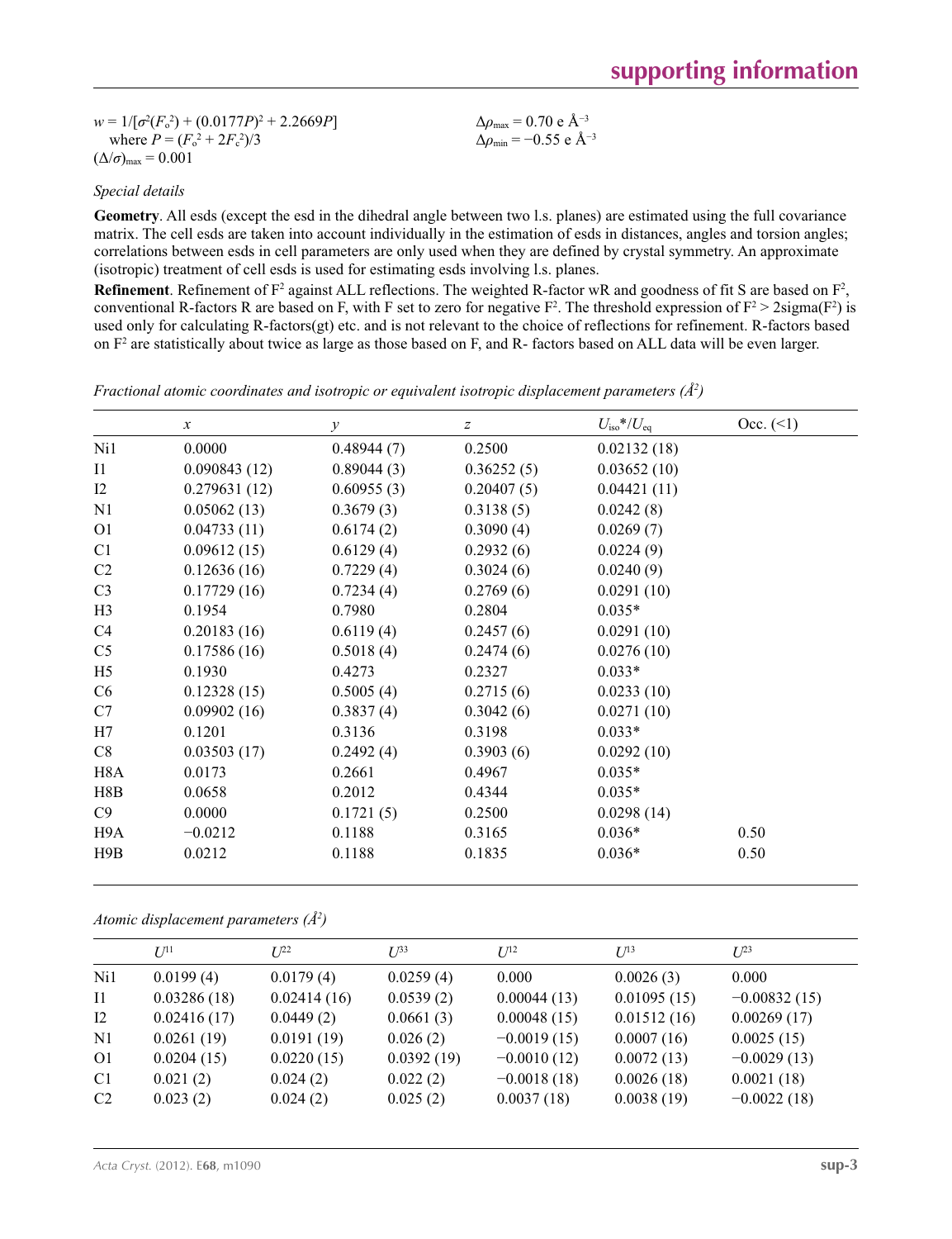$w = 1/[\sigma^2(F_o^2) + (0.0177P)^2 + 2.2669P]$
where $P = (F_o^2 + 2F_c^2)/3$
$(\Delta/\sigma)_{max} = 0.001$

$\Delta\rho_{max} = 0.70$ e Å$^{-3}$
$\Delta\rho_{min} = -0.55$ e Å$^{-3}$

*Special details*

**Geometry**. All esds (except the esd in the dihedral angle between two l.s. planes) are estimated using the full covariance matrix. The cell esds are taken into account individually in the estimation of esds in distances, angles and torsion angles; correlations between esds in cell parameters are only used when they are defined by crystal symmetry. An approximate (isotropic) treatment of cell esds is used for estimating esds involving l.s. planes.

**Refinement**. Refinement of $F^2$ against ALL reflections. The weighted R-factor wR and goodness of fit S are based on $F^2$, conventional R-factors R are based on F, with F set to zero for negative $F^2$. The threshold expression of $F^2 > 2\text{sigma}(F^2)$ is used only for calculating R-factors(gt) etc. and is not relevant to the choice of reflections for refinement. R-factors based on $F^2$ are statistically about twice as large as those based on F, and R- factors based on ALL data will be even larger.

*Fractional atomic coordinates and isotropic or equivalent isotropic displacement parameters (Å$^2$)*

| | $x$ | $y$ | $z$ | $U_{iso}$*/$U_{eq}$ | Occ. (<1) |
|---|---|---|---|---|---|
| Ni1 | 0.0000 | 0.48944 (7) | 0.2500 | 0.02132 (18) | |
| I1 | 0.090843 (12) | 0.89044 (3) | 0.36252 (5) | 0.03652 (10) | |
| I2 | 0.279631 (12) | 0.60955 (3) | 0.20407 (5) | 0.04421 (11) | |
| N1 | 0.05062 (13) | 0.3679 (3) | 0.3138 (5) | 0.0242 (8) | |
| O1 | 0.04733 (11) | 0.6174 (2) | 0.3090 (4) | 0.0269 (7) | |
| C1 | 0.09612 (15) | 0.6129 (4) | 0.2932 (6) | 0.0224 (9) | |
| C2 | 0.12636 (16) | 0.7229 (4) | 0.3024 (6) | 0.0240 (9) | |
| C3 | 0.17729 (16) | 0.7234 (4) | 0.2769 (6) | 0.0291 (10) | |
| H3 | 0.1954 | 0.7980 | 0.2804 | 0.035* | |
| C4 | 0.20183 (16) | 0.6119 (4) | 0.2457 (6) | 0.0291 (10) | |
| C5 | 0.17586 (16) | 0.5018 (4) | 0.2474 (6) | 0.0276 (10) | |
| H5 | 0.1930 | 0.4273 | 0.2327 | 0.033* | |
| C6 | 0.12328 (15) | 0.5005 (4) | 0.2715 (6) | 0.0233 (10) | |
| C7 | 0.09902 (16) | 0.3837 (4) | 0.3042 (6) | 0.0271 (10) | |
| H7 | 0.1201 | 0.3136 | 0.3198 | 0.033* | |
| C8 | 0.03503 (17) | 0.2492 (4) | 0.3903 (6) | 0.0292 (10) | |
| H8A | 0.0173 | 0.2661 | 0.4967 | 0.035* | |
| H8B | 0.0658 | 0.2012 | 0.4344 | 0.035* | |
| C9 | 0.0000 | 0.1721 (5) | 0.2500 | 0.0298 (14) | |
| H9A | −0.0212 | 0.1188 | 0.3165 | 0.036* | 0.50 |
| H9B | 0.0212 | 0.1188 | 0.1835 | 0.036* | 0.50 |

*Atomic displacement parameters (Å$^2$)*

| | $U^{11}$ | $U^{22}$ | $U^{33}$ | $U^{12}$ | $U^{13}$ | $U^{23}$ |
|---|---|---|---|---|---|---|
| Ni1 | 0.0199 (4) | 0.0179 (4) | 0.0259 (4) | 0.000 | 0.0026 (3) | 0.000 |
| I1 | 0.03286 (18) | 0.02414 (16) | 0.0539 (2) | 0.00044 (13) | 0.01095 (15) | −0.00832 (15) |
| I2 | 0.02416 (17) | 0.0449 (2) | 0.0661 (3) | 0.00048 (15) | 0.01512 (16) | 0.00269 (17) |
| N1 | 0.0261 (19) | 0.0191 (19) | 0.026 (2) | −0.0019 (15) | 0.0007 (16) | 0.0025 (15) |
| O1 | 0.0204 (15) | 0.0220 (15) | 0.0392 (19) | −0.0010 (12) | 0.0072 (13) | −0.0029 (13) |
| C1 | 0.021 (2) | 0.024 (2) | 0.022 (2) | −0.0018 (18) | 0.0026 (18) | 0.0021 (18) |
| C2 | 0.023 (2) | 0.024 (2) | 0.025 (2) | 0.0037 (18) | 0.0038 (19) | −0.0022 (18) |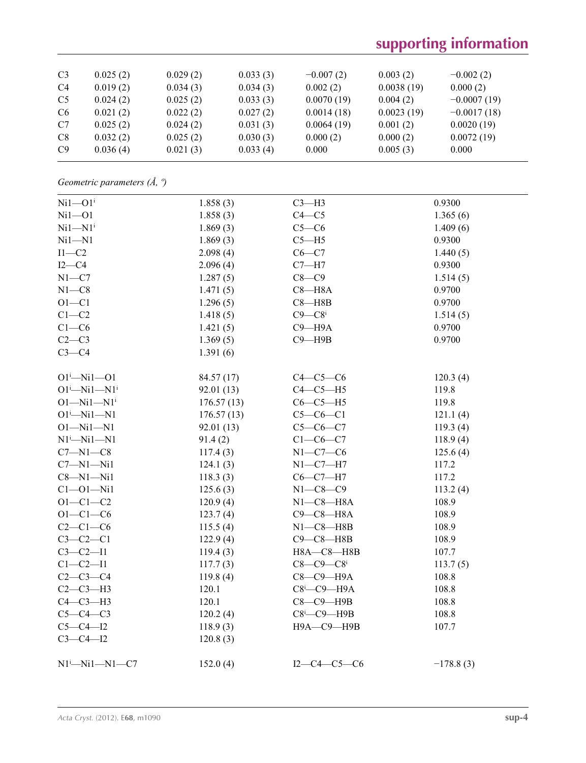| | | | | | | |
|---|---|---|---|---|---|---|
| C3 | 0.025 (2) | 0.029 (2) | 0.033 (3) | −0.007 (2) | 0.003 (2) | −0.002 (2) |
| C4 | 0.019 (2) | 0.034 (3) | 0.034 (3) | 0.002 (2) | 0.0038 (19) | 0.000 (2) |
| C5 | 0.024 (2) | 0.025 (2) | 0.033 (3) | 0.0070 (19) | 0.004 (2) | −0.0007 (19) |
| C6 | 0.021 (2) | 0.022 (2) | 0.027 (2) | 0.0014 (18) | 0.0023 (19) | −0.0017 (18) |
| C7 | 0.025 (2) | 0.024 (2) | 0.031 (3) | 0.0064 (19) | 0.001 (2) | 0.0020 (19) |
| C8 | 0.032 (2) | 0.025 (2) | 0.030 (3) | 0.000 (2) | 0.000 (2) | 0.0072 (19) |
| C9 | 0.036 (4) | 0.021 (3) | 0.033 (4) | 0.000 | 0.005 (3) | 0.000 |

*Geometric parameters (Å, º)*

| | | | |
|---|---|---|---|
| Ni1—O1$^{i}$ | 1.858 (3) | C3—H3 | 0.9300 |
| Ni1—O1 | 1.858 (3) | C4—C5 | 1.365 (6) |
| Ni1—N1$^{i}$ | 1.869 (3) | C5—C6 | 1.409 (6) |
| Ni1—N1 | 1.869 (3) | C5—H5 | 0.9300 |
| I1—C2 | 2.098 (4) | C6—C7 | 1.440 (5) |
| I2—C4 | 2.096 (4) | C7—H7 | 0.9300 |
| N1—C7 | 1.287 (5) | C8—C9 | 1.514 (5) |
| N1—C8 | 1.471 (5) | C8—H8A | 0.9700 |
| O1—C1 | 1.296 (5) | C8—H8B | 0.9700 |
| C1—C2 | 1.418 (5) | C9—C8$^{i}$ | 1.514 (5) |
| C1—C6 | 1.421 (5) | C9—H9A | 0.9700 |
| C2—C3 | 1.369 (5) | C9—H9B | 0.9700 |
| C3—C4 | 1.391 (6) | | |
| | | | |
| O1$^{i}$—Ni1—O1 | 84.57 (17) | C4—C5—C6 | 120.3 (4) |
| O1$^{i}$—Ni1—N1$^{i}$ | 92.01 (13) | C4—C5—H5 | 119.8 |
| O1—Ni1—N1$^{i}$ | 176.57 (13) | C6—C5—H5 | 119.8 |
| O1$^{i}$—Ni1—N1 | 176.57 (13) | C5—C6—C1 | 121.1 (4) |
| O1—Ni1—N1 | 92.01 (13) | C5—C6—C7 | 119.3 (4) |
| N1$^{i}$—Ni1—N1 | 91.4 (2) | C1—C6—C7 | 118.9 (4) |
| C7—N1—C8 | 117.4 (3) | N1—C7—C6 | 125.6 (4) |
| C7—N1—Ni1 | 124.1 (3) | N1—C7—H7 | 117.2 |
| C8—N1—Ni1 | 118.3 (3) | C6—C7—H7 | 117.2 |
| C1—O1—Ni1 | 125.6 (3) | N1—C8—C9 | 113.2 (4) |
| O1—C1—C2 | 120.9 (4) | N1—C8—H8A | 108.9 |
| O1—C1—C6 | 123.7 (4) | C9—C8—H8A | 108.9 |
| C2—C1—C6 | 115.5 (4) | N1—C8—H8B | 108.9 |
| C3—C2—C1 | 122.9 (4) | C9—C8—H8B | 108.9 |
| C3—C2—I1 | 119.4 (3) | H8A—C8—H8B | 107.7 |
| C1—C2—I1 | 117.7 (3) | C8—C9—C8$^{i}$ | 113.7 (5) |
| C2—C3—C4 | 119.8 (4) | C8—C9—H9A | 108.8 |
| C2—C3—H3 | 120.1 | C8$^{i}$—C9—H9A | 108.8 |
| C4—C3—H3 | 120.1 | C8—C9—H9B | 108.8 |
| C5—C4—C3 | 120.2 (4) | C8$^{i}$—C9—H9B | 108.8 |
| C5—C4—I2 | 118.9 (3) | H9A—C9—H9B | 107.7 |
| C3—C4—I2 | 120.8 (3) | | |
| | | | |
| N1$^{i}$—Ni1—N1—C7 | 152.0 (4) | I2—C4—C5—C6 | −178.8 (3) |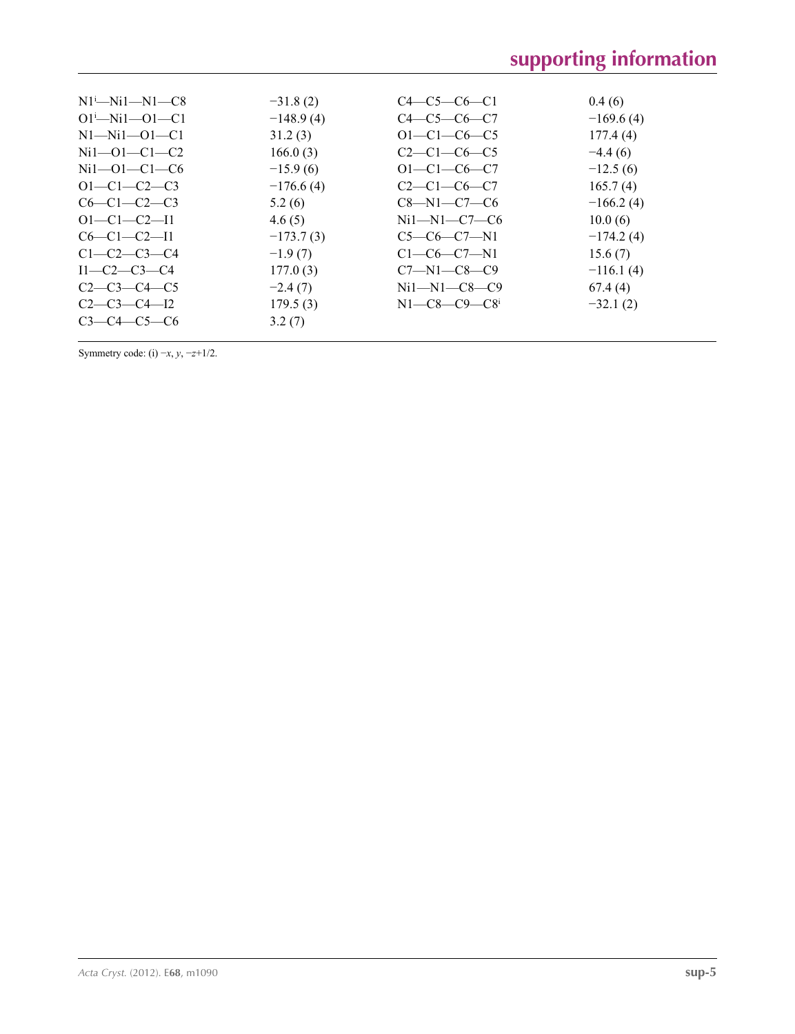| | | | |
|---|---|---|---|
| N1[i]—Ni1—N1—C8 | −31.8 (2) | C4—C5—C6—C1 | 0.4 (6) |
| O1[i]—Ni1—O1—C1 | −148.9 (4) | C4—C5—C6—C7 | −169.6 (4) |
| N1—Ni1—O1—C1 | 31.2 (3) | O1—C1—C6—C5 | 177.4 (4) |
| Ni1—O1—C1—C2 | 166.0 (3) | C2—C1—C6—C5 | −4.4 (6) |
| Ni1—O1—C1—C6 | −15.9 (6) | O1—C1—C6—C7 | −12.5 (6) |
| O1—C1—C2—C3 | −176.6 (4) | C2—C1—C6—C7 | 165.7 (4) |
| C6—C1—C2—C3 | 5.2 (6) | C8—N1—C7—C6 | −166.2 (4) |
| O1—C1—C2—I1 | 4.6 (5) | Ni1—N1—C7—C6 | 10.0 (6) |
| C6—C1—C2—I1 | −173.7 (3) | C5—C6—C7—N1 | −174.2 (4) |
| C1—C2—C3—C4 | −1.9 (7) | C1—C6—C7—N1 | 15.6 (7) |
| I1—C2—C3—C4 | 177.0 (3) | C7—N1—C8—C9 | −116.1 (4) |
| C2—C3—C4—C5 | −2.4 (7) | Ni1—N1—C8—C9 | 67.4 (4) |
| C2—C3—C4—I2 | 179.5 (3) | N1—C8—C9—C8[i] | −32.1 (2) |
| C3—C4—C5—C6 | 3.2 (7) | | |

Symmetry code: (i) $-x, y, -z+1/2$.